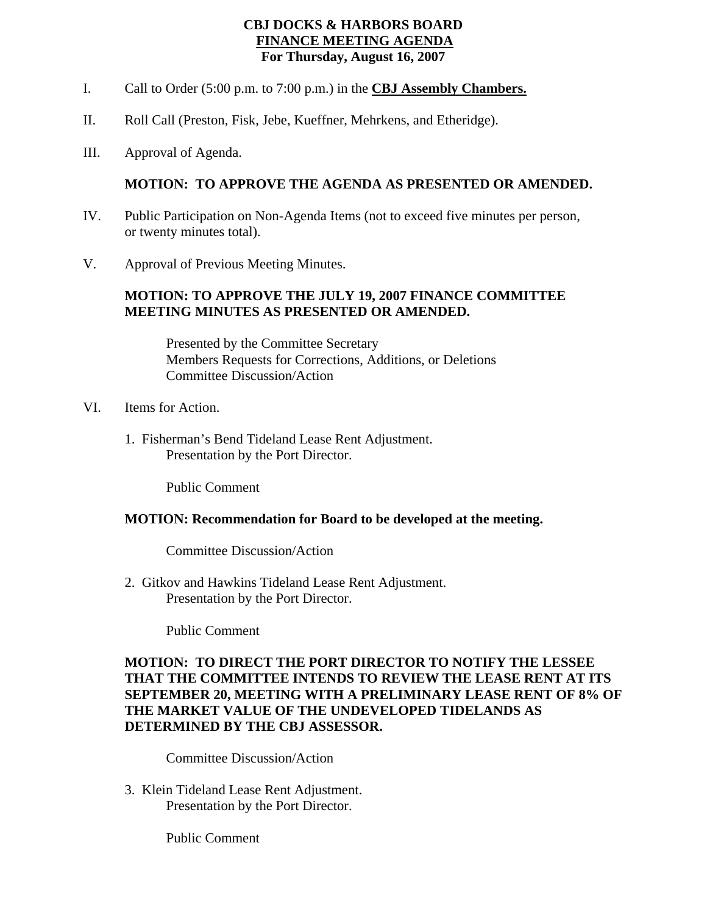# CBJ DOCKS & HARBORS BOARD
## <u>FINANCE MEETING AGENDA</u>
### For Thursday, August 16, 2007

I. Call to Order (5:00 p.m. to 7:00 p.m.) in the **<u>CBJ Assembly Chambers.</u>**

II. Roll Call (Preston, Fisk, Jebe, Kueffner, Mehrkens, and Etheridge).

III. Approval of Agenda.

**MOTION: TO APPROVE THE AGENDA AS PRESENTED OR AMENDED.**

IV. Public Participation on Non-Agenda Items (not to exceed five minutes per person, or twenty minutes total).

V. Approval of Previous Meeting Minutes.

**MOTION: TO APPROVE THE JULY 19, 2007 FINANCE COMMITTEE MEETING MINUTES AS PRESENTED OR AMENDED.**

Presented by the Committee Secretary
Members Requests for Corrections, Additions, or Deletions
Committee Discussion/Action

VI. Items for Action.

1. Fisherman's Bend Tideland Lease Rent Adjustment.
   Presentation by the Port Director.

   Public Comment

   **MOTION: Recommendation for Board to be developed at the meeting.**

   Committee Discussion/Action

2. Gitkov and Hawkins Tideland Lease Rent Adjustment.
   Presentation by the Port Director.

   Public Comment

   **MOTION: TO DIRECT THE PORT DIRECTOR TO NOTIFY THE LESSEE THAT THE COMMITTEE INTENDS TO REVIEW THE LEASE RENT AT ITS SEPTEMBER 20, MEETING WITH A PRELIMINARY LEASE RENT OF 8% OF THE MARKET VALUE OF THE UNDEVELOPED TIDELANDS AS DETERMINED BY THE CBJ ASSESSOR.**

   Committee Discussion/Action

3. Klein Tideland Lease Rent Adjustment.
   Presentation by the Port Director.

   Public Comment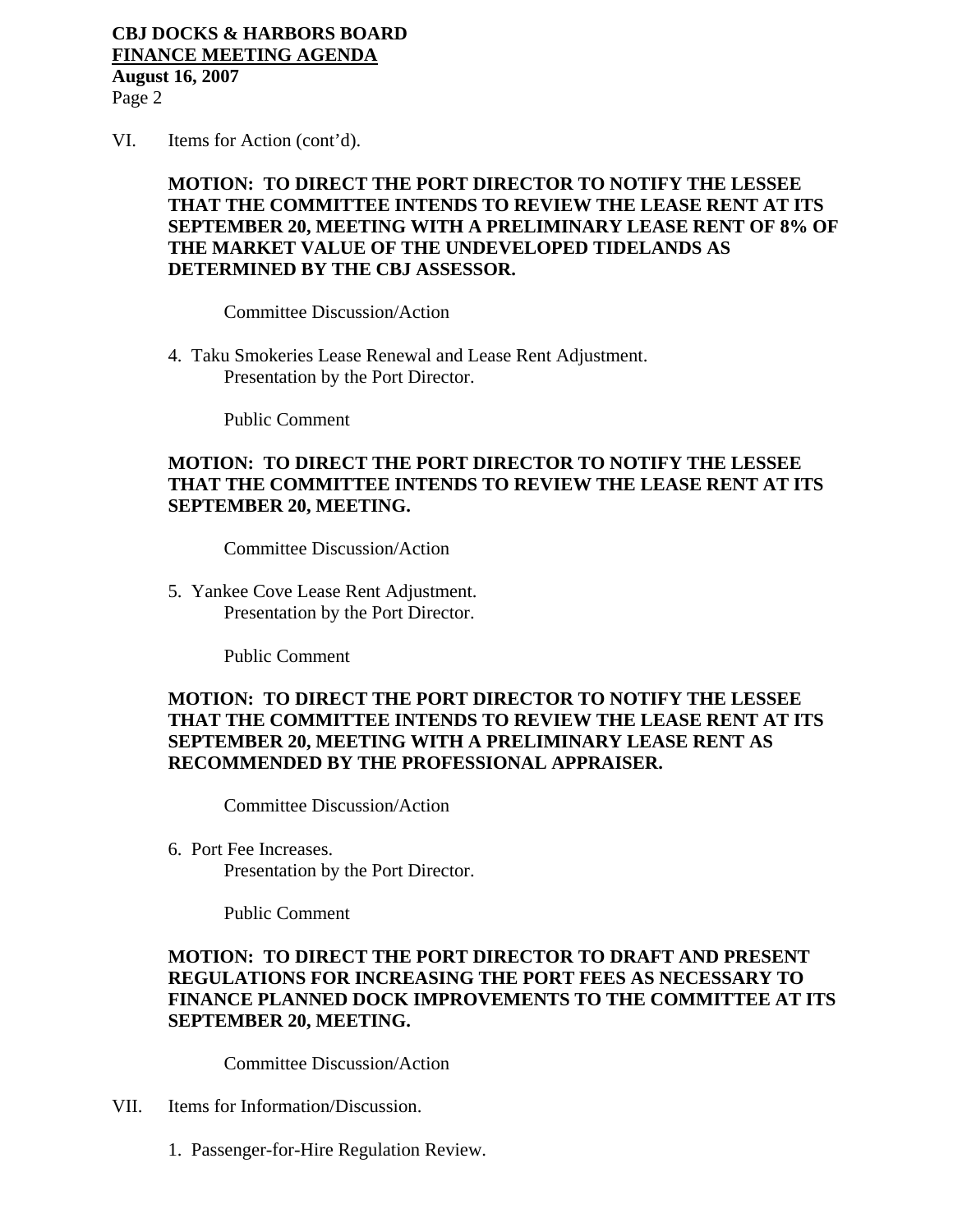VI. Items for Action (cont'd).

**MOTION: TO DIRECT THE PORT DIRECTOR TO NOTIFY THE LESSEE THAT THE COMMITTEE INTENDS TO REVIEW THE LEASE RENT AT ITS SEPTEMBER 20, MEETING WITH A PRELIMINARY LEASE RENT OF 8% OF THE MARKET VALUE OF THE UNDEVELOPED TIDELANDS AS DETERMINED BY THE CBJ ASSESSOR.**

Committee Discussion/Action

4. Taku Smokeries Lease Renewal and Lease Rent Adjustment.
   Presentation by the Port Director.

   Public Comment

**MOTION: TO DIRECT THE PORT DIRECTOR TO NOTIFY THE LESSEE THAT THE COMMITTEE INTENDS TO REVIEW THE LEASE RENT AT ITS SEPTEMBER 20, MEETING.**

Committee Discussion/Action

5. Yankee Cove Lease Rent Adjustment.
   Presentation by the Port Director.

   Public Comment

**MOTION: TO DIRECT THE PORT DIRECTOR TO NOTIFY THE LESSEE THAT THE COMMITTEE INTENDS TO REVIEW THE LEASE RENT AT ITS SEPTEMBER 20, MEETING WITH A PRELIMINARY LEASE RENT AS RECOMMENDED BY THE PROFESSIONAL APPRAISER.**

Committee Discussion/Action

6. Port Fee Increases.
   Presentation by the Port Director.

   Public Comment

**MOTION: TO DIRECT THE PORT DIRECTOR TO DRAFT AND PRESENT REGULATIONS FOR INCREASING THE PORT FEES AS NECESSARY TO FINANCE PLANNED DOCK IMPROVEMENTS TO THE COMMITTEE AT ITS SEPTEMBER 20, MEETING.**

Committee Discussion/Action

VII. Items for Information/Discussion.

1. Passenger-for-Hire Regulation Review.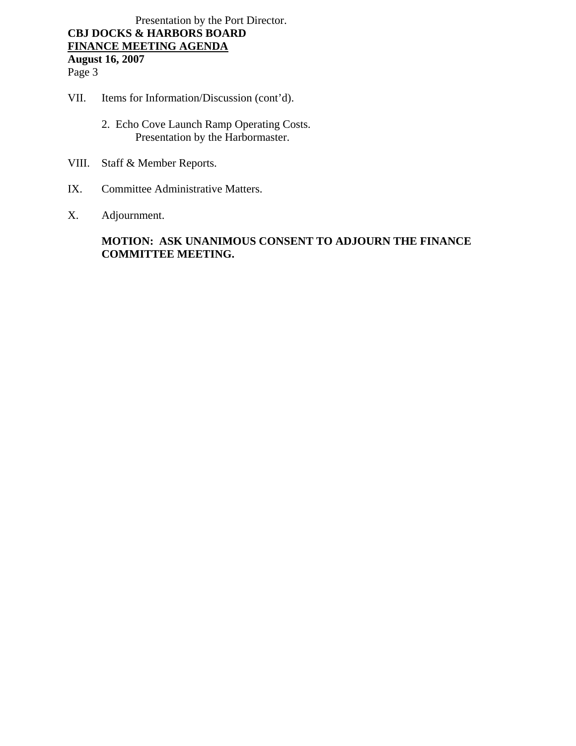Presentation by the Port Director.

VII. Items for Information/Discussion (cont'd).

2. Echo Cove Launch Ramp Operating Costs.
   Presentation by the Harbormaster.

VIII. Staff & Member Reports.

IX. Committee Administrative Matters.

X. Adjournment.

**MOTION: ASK UNANIMOUS CONSENT TO ADJOURN THE FINANCE COMMITTEE MEETING.**